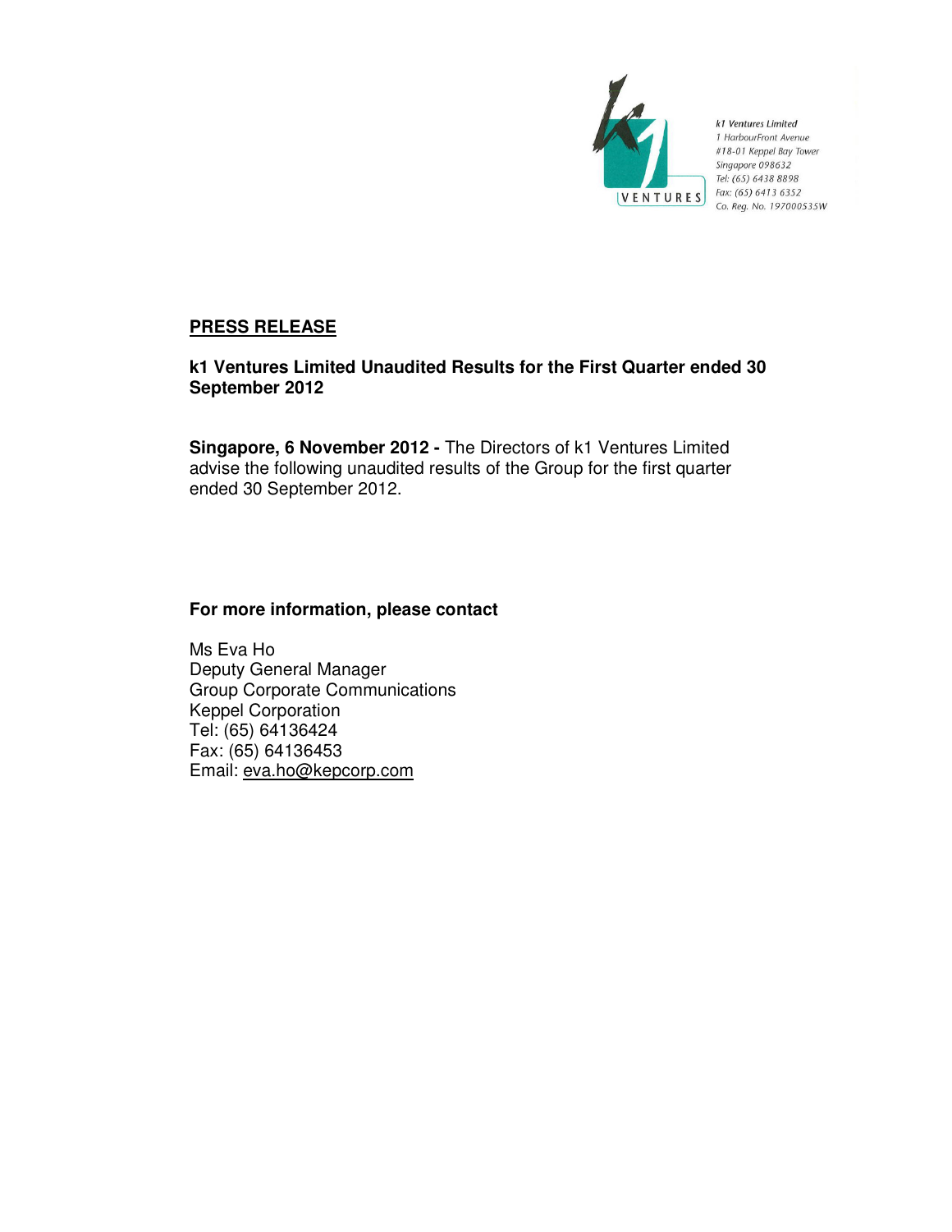k1 Ventures Limited
1 HarbourFront Avenue
#18-01 Keppel Bay Tower
Singapore 098632
Tel: (65) 6438 8898
Fax: (65) 6413 6352
Co. Reg. No. 197000535W

## PRESS RELEASE

**k1 Ventures Limited Unaudited Results for the First Quarter ended 30 September 2012**

**Singapore, 6 November 2012 -** The Directors of k1 Ventures Limited advise the following unaudited results of the Group for the first quarter ended 30 September 2012.

**For more information, please contact**

Ms Eva Ho
Deputy General Manager
Group Corporate Communications
Keppel Corporation
Tel: (65) 64136424
Fax: (65) 64136453
Email: eva.ho@kepcorp.com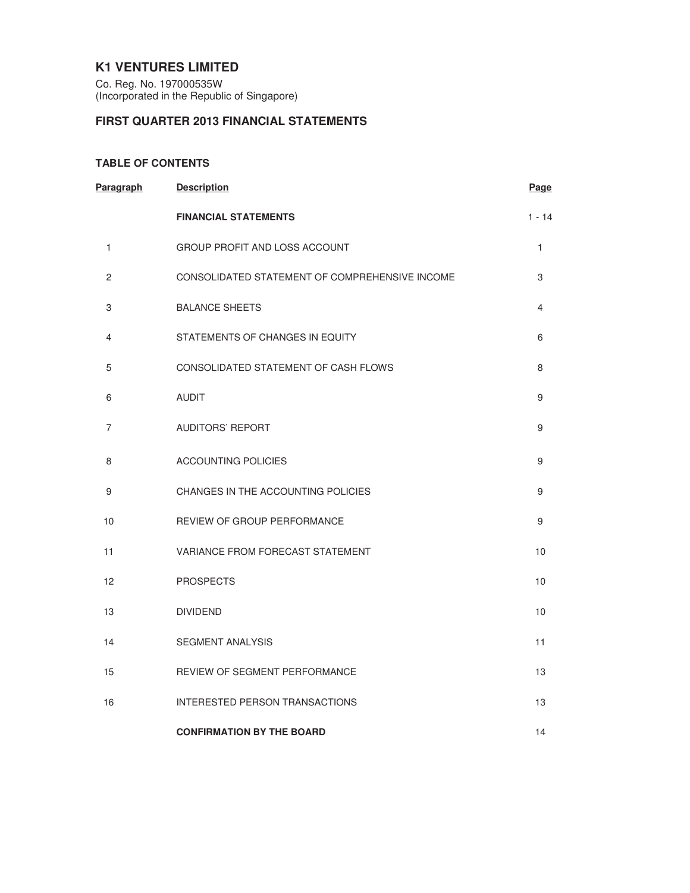# K1 VENTURES LIMITED

Co. Reg. No. 197000535W
(Incorporated in the Republic of Singapore)

## FIRST QUARTER 2013 FINANCIAL STATEMENTS

### TABLE OF CONTENTS

| Paragraph | Description | Page |
|---|---|---|
| | **FINANCIAL STATEMENTS** | 1 - 14 |
| 1 | GROUP PROFIT AND LOSS ACCOUNT | 1 |
| 2 | CONSOLIDATED STATEMENT OF COMPREHENSIVE INCOME | 3 |
| 3 | BALANCE SHEETS | 4 |
| 4 | STATEMENTS OF CHANGES IN EQUITY | 6 |
| 5 | CONSOLIDATED STATEMENT OF CASH FLOWS | 8 |
| 6 | AUDIT | 9 |
| 7 | AUDITORS' REPORT | 9 |
| 8 | ACCOUNTING POLICIES | 9 |
| 9 | CHANGES IN THE ACCOUNTING POLICIES | 9 |
| 10 | REVIEW OF GROUP PERFORMANCE | 9 |
| 11 | VARIANCE FROM FORECAST STATEMENT | 10 |
| 12 | PROSPECTS | 10 |
| 13 | DIVIDEND | 10 |
| 14 | SEGMENT ANALYSIS | 11 |
| 15 | REVIEW OF SEGMENT PERFORMANCE | 13 |
| 16 | INTERESTED PERSON TRANSACTIONS | 13 |
| | **CONFIRMATION BY THE BOARD** | 14 |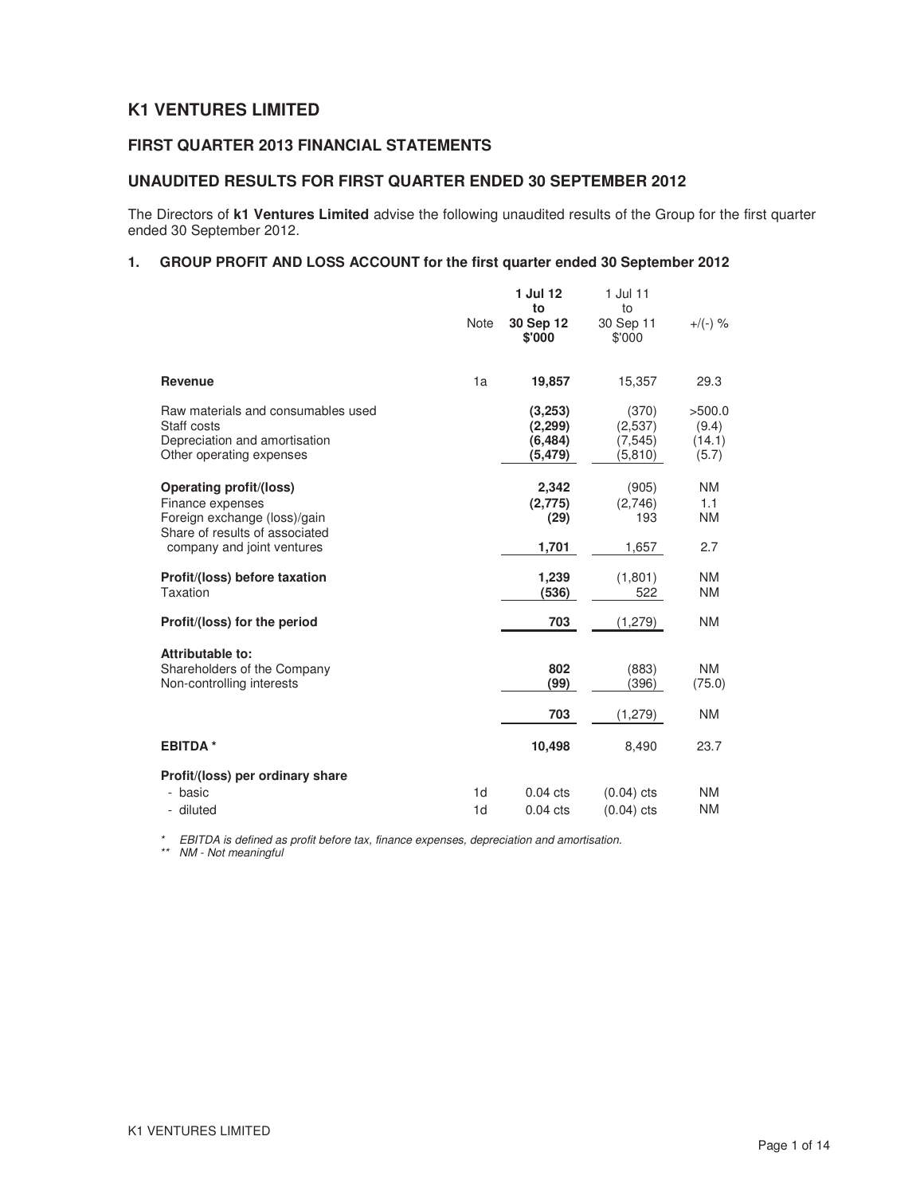# K1 VENTURES LIMITED

## FIRST QUARTER 2013 FINANCIAL STATEMENTS

## UNAUDITED RESULTS FOR FIRST QUARTER ENDED 30 SEPTEMBER 2012

The Directors of **k1 Ventures Limited** advise the following unaudited results of the Group for the first quarter ended 30 September 2012.

### 1. GROUP PROFIT AND LOSS ACCOUNT for the first quarter ended 30 September 2012

| | Note | **1 Jul 12 to 30 Sep 12 $'000** | 1 Jul 11 to 30 Sep 11 $'000 | +/(-) % |
|---|---|---|---|---|
| **Revenue** | 1a | **19,857** | 15,357 | 29.3 |
| Raw materials and consumables used | | **(3,253)** | (370) | >500.0 |
| Staff costs | | **(2,299)** | (2,537) | (9.4) |
| Depreciation and amortisation | | **(6,484)** | (7,545) | (14.1) |
| Other operating expenses | | **(5,479)** | (5,810) | (5.7) |
| **Operating profit/(loss)** | | **2,342** | (905) | NM |
| Finance expenses | | **(2,775)** | (2,746) | 1.1 |
| Foreign exchange (loss)/gain | | **(29)** | 193 | NM |
| Share of results of associated company and joint ventures | | **1,701** | 1,657 | 2.7 |
| **Profit/(loss) before taxation** | | **1,239** | (1,801) | NM |
| Taxation | | **(536)** | 522 | NM |
| **Profit/(loss) for the period** | | **703** | (1,279) | NM |
| **Attributable to:** | | | | |
| Shareholders of the Company | | **802** | (883) | NM |
| Non-controlling interests | | **(99)** | (396) | (75.0) |
| | | **703** | (1,279) | NM |
| **EBITDA \*** | | **10,498** | 8,490 | 23.7 |
| **Profit/(loss) per ordinary share** | | | | |
| - basic | 1d | 0.04 cts | (0.04) cts | NM |
| - diluted | 1d | 0.04 cts | (0.04) cts | NM |

*\* EBITDA is defined as profit before tax, finance expenses, depreciation and amortisation.*
*\*\* NM - Not meaningful*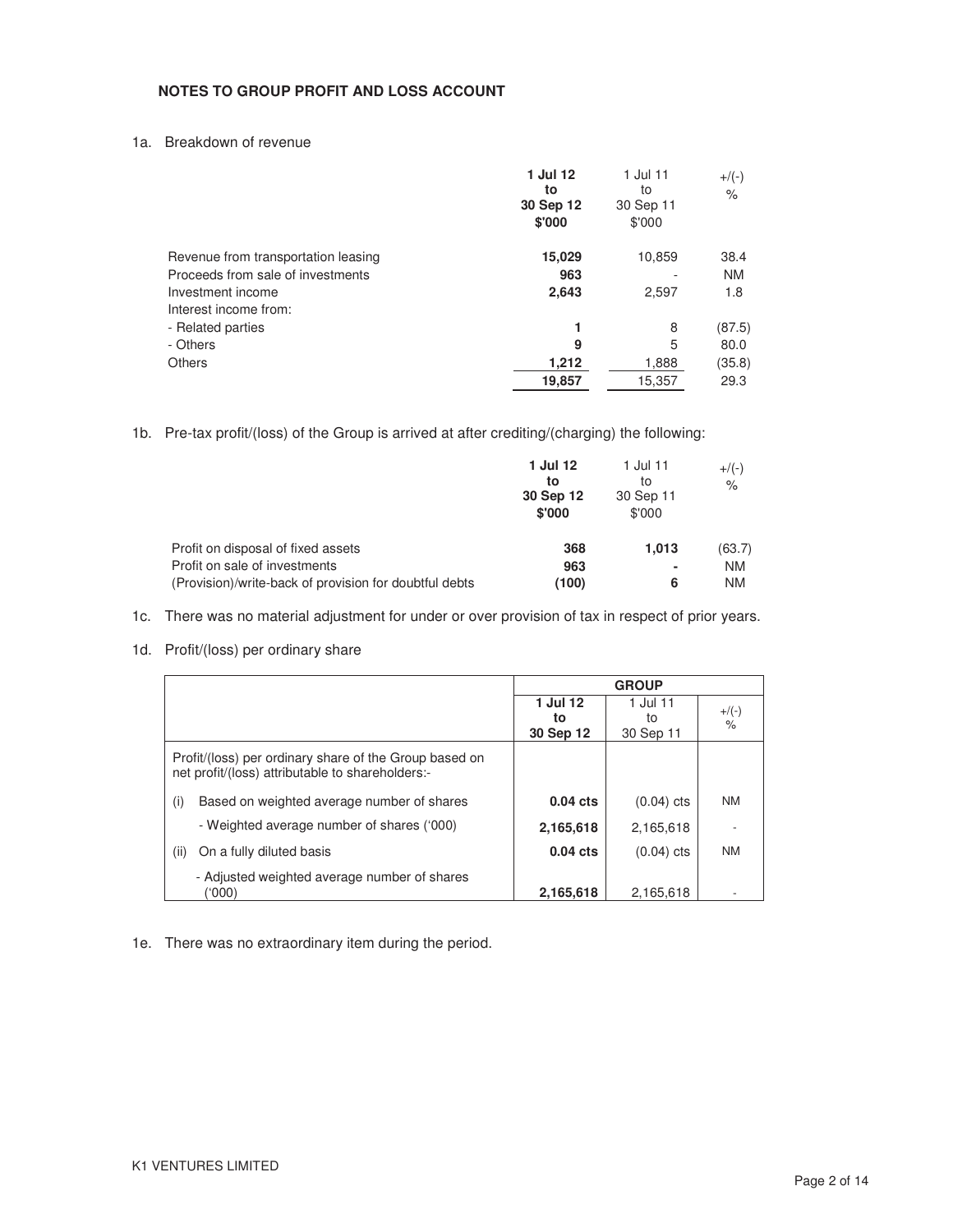## NOTES TO GROUP PROFIT AND LOSS ACCOUNT

1a. Breakdown of revenue

| | **1 Jul 12 to 30 Sep 12 $'000** | 1 Jul 11 to 30 Sep 11 $'000 | +/(-) % |
|---|---|---|---|
| Revenue from transportation leasing | **15,029** | 10,859 | 38.4 |
| Proceeds from sale of investments | **963** | - | NM |
| Investment income | **2,643** | 2,597 | 1.8 |
| Interest income from: | | | |
| - Related parties | **1** | 8 | (87.5) |
| - Others | **9** | 5 | 80.0 |
| Others | **1,212** | 1,888 | (35.8) |
| | **19,857** | 15,357 | 29.3 |

1b. Pre-tax profit/(loss) of the Group is arrived at after crediting/(charging) the following:

| | **1 Jul 12 to 30 Sep 12 $'000** | 1 Jul 11 to 30 Sep 11 $'000 | +/(-) % |
|---|---|---|---|
| Profit on disposal of fixed assets | **368** | **1,013** | (63.7) |
| Profit on sale of investments | **963** | **-** | NM |
| (Provision)/write-back of provision for doubtful debts | **(100)** | **6** | NM |

1c. There was no material adjustment for under or over provision of tax in respect of prior years.

1d. Profit/(loss) per ordinary share

| | **GROUP** | | |
|---|---|---|---|
| | **1 Jul 12 to 30 Sep 12** | 1 Jul 11 to 30 Sep 11 | +/(-) % |
| Profit/(loss) per ordinary share of the Group based on net profit/(loss) attributable to shareholders:- | | | |
| (i) Based on weighted average number of shares | **0.04 cts** | (0.04) cts | NM |
| - Weighted average number of shares ('000) | **2,165,618** | 2,165,618 | - |
| (ii) On a fully diluted basis | **0.04 cts** | (0.04) cts | NM |
| - Adjusted weighted average number of shares ('000) | **2,165,618** | 2,165,618 | - |

1e. There was no extraordinary item during the period.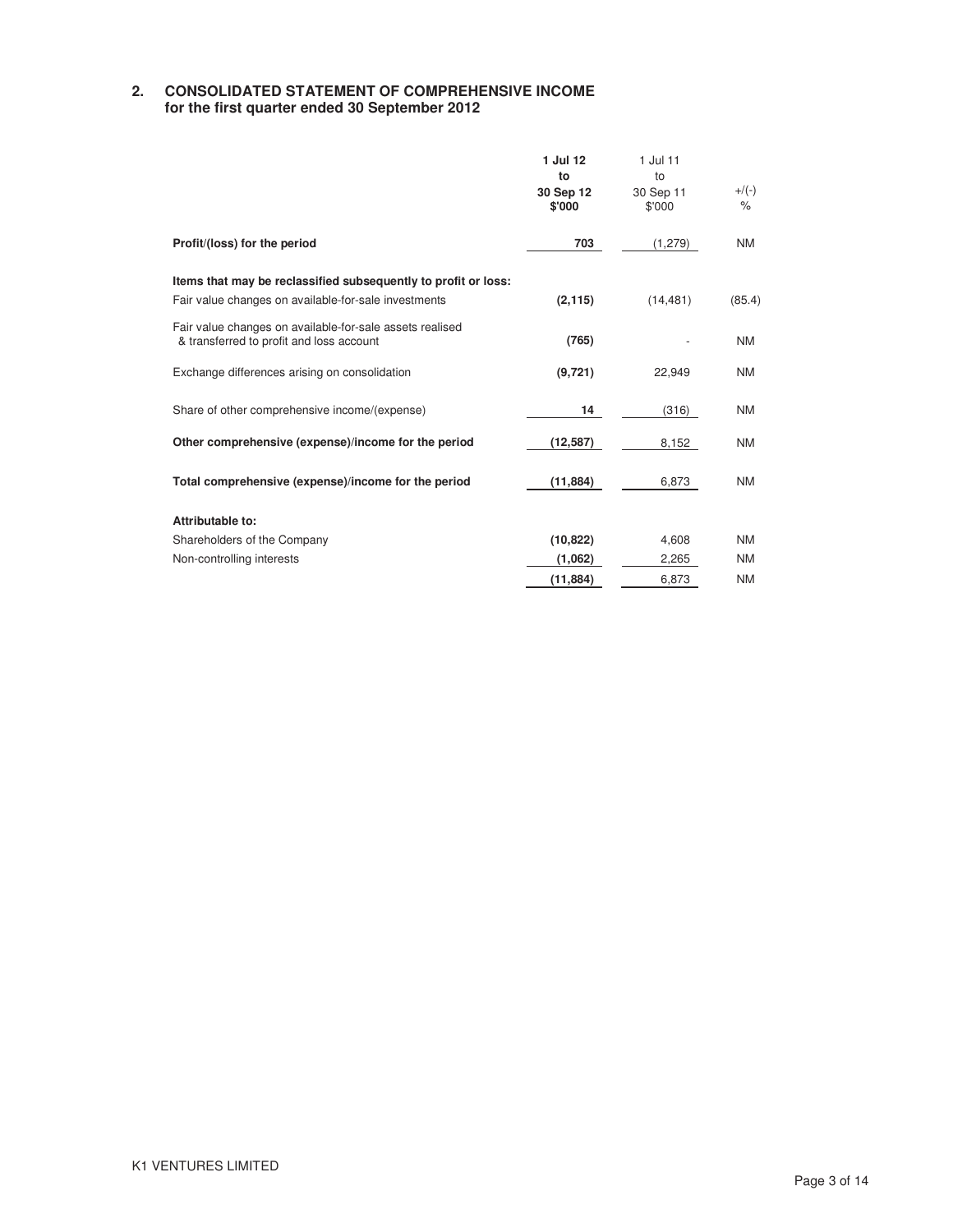## 2. CONSOLIDATED STATEMENT OF COMPREHENSIVE INCOME for the first quarter ended 30 September 2012

| | 1 Jul 12 to 30 Sep 12 $'000 | 1 Jul 11 to 30 Sep 11 $'000 | +/(-) % |
|---|---|---|---|
| **Profit/(loss) for the period** | **703** | (1,279) | NM |
| **Items that may be reclassified subsequently to profit or loss:** | | | |
| Fair value changes on available-for-sale investments | **(2,115)** | (14,481) | (85.4) |
| Fair value changes on available-for-sale assets realised & transferred to profit and loss account | **(765)** | - | NM |
| Exchange differences arising on consolidation | **(9,721)** | 22,949 | NM |
| Share of other comprehensive income/(expense) | **14** | (316) | NM |
| **Other comprehensive (expense)/income for the period** | **(12,587)** | 8,152 | NM |
| **Total comprehensive (expense)/income for the period** | **(11,884)** | 6,873 | NM |
| **Attributable to:** | | | |
| Shareholders of the Company | **(10,822)** | 4,608 | NM |
| Non-controlling interests | **(1,062)** | 2,265 | NM |
| | **(11,884)** | 6,873 | NM |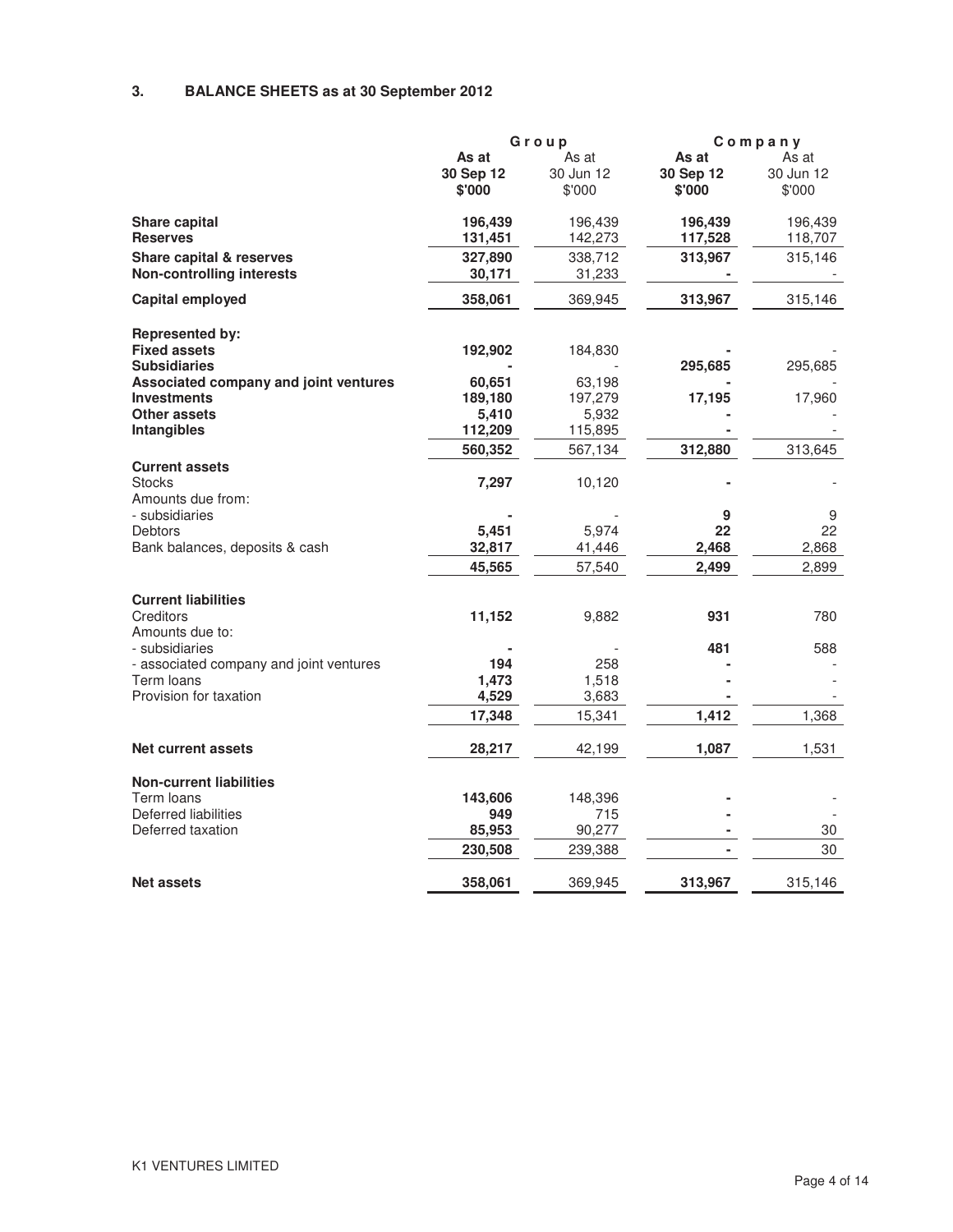### 3. BALANCE SHEETS as at 30 September 2012

| | Group | | Company | |
|---|---|---|---|---|
| | **As at 30 Sep 12 $'000** | As at 30 Jun 12 $'000 | **As at 30 Sep 12 $'000** | As at 30 Jun 12 $'000 |
| **Share capital** | **196,439** | 196,439 | **196,439** | 196,439 |
| **Reserves** | **131,451** | 142,273 | **117,528** | 118,707 |
| **Share capital & reserves** | **327,890** | 338,712 | **313,967** | 315,146 |
| **Non-controlling interests** | **30,171** | 31,233 | **-** | - |
| **Capital employed** | **358,061** | 369,945 | **313,967** | 315,146 |
| | | | | |
| **Represented by:** | | | | |
| **Fixed assets** | **192,902** | 184,830 | **-** | - |
| **Subsidiaries** | **-** | - | **295,685** | 295,685 |
| **Associated company and joint ventures** | **60,651** | 63,198 | **-** | - |
| **Investments** | **189,180** | 197,279 | **17,195** | 17,960 |
| **Other assets** | **5,410** | 5,932 | **-** | - |
| **Intangibles** | **112,209** | 115,895 | **-** | - |
| | **560,352** | 567,134 | **312,880** | 313,645 |
| **Current assets** | | | | |
| Stocks | **7,297** | 10,120 | **-** | - |
| Amounts due from: | | | | |
| - subsidiaries | **-** | - | **9** | 9 |
| Debtors | **5,451** | 5,974 | **22** | 22 |
| Bank balances, deposits & cash | **32,817** | 41,446 | **2,468** | 2,868 |
| | **45,565** | 57,540 | **2,499** | 2,899 |
| | | | | |
| **Current liabilities** | | | | |
| Creditors | **11,152** | 9,882 | **931** | 780 |
| Amounts due to: | | | | |
| - subsidiaries | **-** | - | **481** | 588 |
| - associated company and joint ventures | **194** | 258 | **-** | - |
| Term loans | **1,473** | 1,518 | **-** | - |
| Provision for taxation | **4,529** | 3,683 | **-** | - |
| | **17,348** | 15,341 | **1,412** | 1,368 |
| | | | | |
| **Net current assets** | **28,217** | 42,199 | **1,087** | 1,531 |
| | | | | |
| **Non-current liabilities** | | | | |
| Term loans | **143,606** | 148,396 | **-** | - |
| Deferred liabilities | **949** | 715 | **-** | - |
| Deferred taxation | **85,953** | 90,277 | **-** | 30 |
| | **230,508** | 239,388 | **-** | 30 |
| | | | | |
| **Net assets** | **358,061** | 369,945 | **313,967** | 315,146 |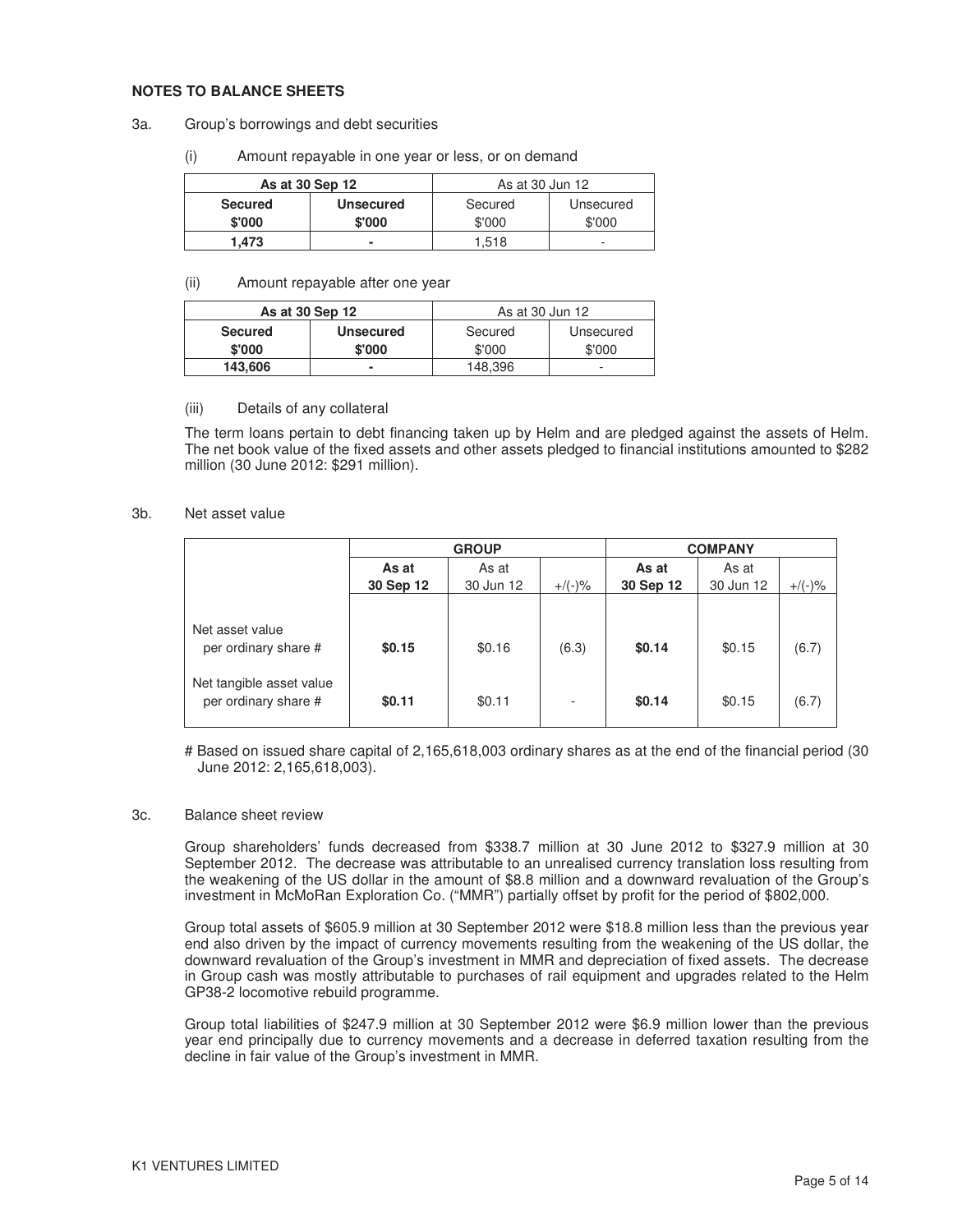## NOTES TO BALANCE SHEETS

3a. Group's borrowings and debt securities

(i) Amount repayable in one year or less, or on demand

| **As at 30 Sep 12** | | As at 30 Jun 12 | |
|---|---|---|---|
| **Secured** | **Unsecured** | Secured | Unsecured |
| **$'000** | **$'000** | $'000 | $'000 |
| **1,473** | **-** | 1,518 | - |

(ii) Amount repayable after one year

| **As at 30 Sep 12** | | As at 30 Jun 12 | |
|---|---|---|---|
| **Secured** | **Unsecured** | Secured | Unsecured |
| **$'000** | **$'000** | $'000 | $'000 |
| **143,606** | **-** | 148,396 | - |

(iii) Details of any collateral

The term loans pertain to debt financing taken up by Helm and are pledged against the assets of Helm. The net book value of the fixed assets and other assets pledged to financial institutions amounted to $282 million (30 June 2012: $291 million).

3b. Net asset value

| | **GROUP** | | | **COMPANY** | | |
|---|---|---|---|---|---|---|
| | **As at 30 Sep 12** | As at 30 Jun 12 | +/(-)% | **As at 30 Sep 12** | As at 30 Jun 12 | +/(-)% |
| Net asset value per ordinary share # | **$0.15** | $0.16 | (6.3) | **$0.14** | $0.15 | (6.7) |
| Net tangible asset value per ordinary share # | **$0.11** | $0.11 | - | **$0.14** | $0.15 | (6.7) |

# Based on issued share capital of 2,165,618,003 ordinary shares as at the end of the financial period (30 June 2012: 2,165,618,003).

3c. Balance sheet review

Group shareholders' funds decreased from $338.7 million at 30 June 2012 to $327.9 million at 30 September 2012. The decrease was attributable to an unrealised currency translation loss resulting from the weakening of the US dollar in the amount of $8.8 million and a downward revaluation of the Group's investment in McMoRan Exploration Co. ("MMR") partially offset by profit for the period of $802,000.

Group total assets of $605.9 million at 30 September 2012 were $18.8 million less than the previous year end also driven by the impact of currency movements resulting from the weakening of the US dollar, the downward revaluation of the Group's investment in MMR and depreciation of fixed assets. The decrease in Group cash was mostly attributable to purchases of rail equipment and upgrades related to the Helm GP38-2 locomotive rebuild programme.

Group total liabilities of $247.9 million at 30 September 2012 were $6.9 million lower than the previous year end principally due to currency movements and a decrease in deferred taxation resulting from the decline in fair value of the Group's investment in MMR.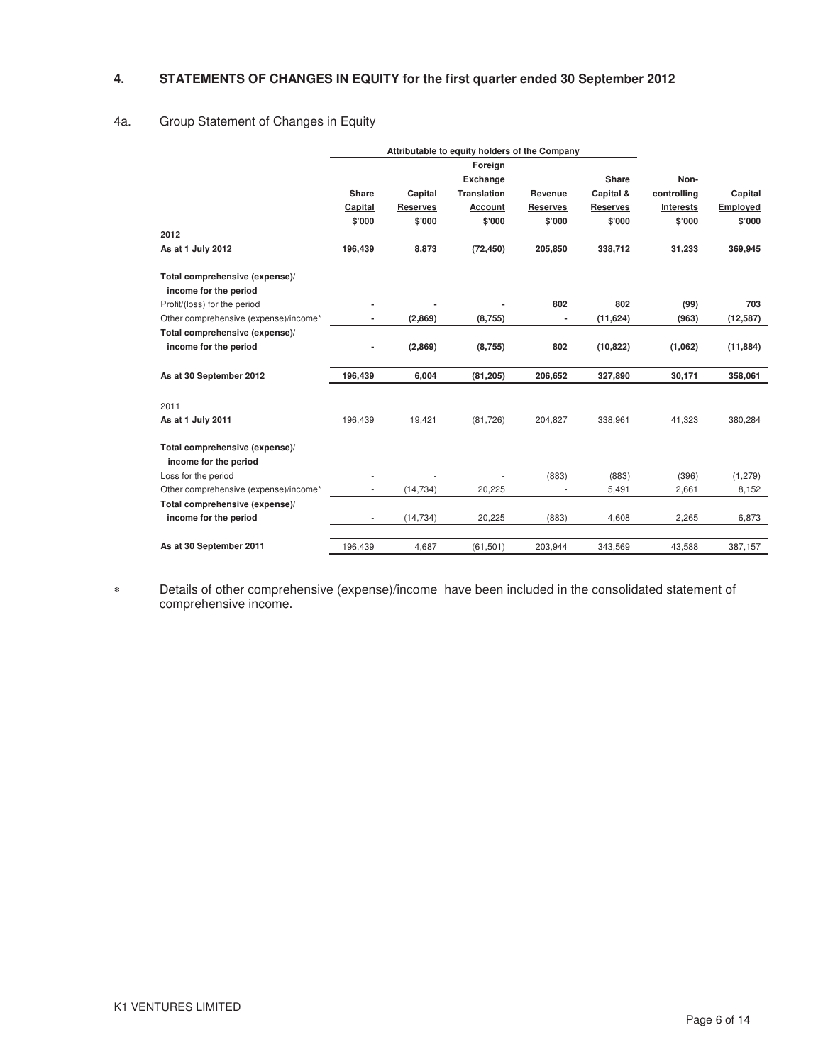## 4. STATEMENTS OF CHANGES IN EQUITY for the first quarter ended 30 September 2012

### 4a. Group Statement of Changes in Equity

| | Attributable to equity holders of the Company | | | | | | |
|---|---|---|---|---|---|---|---|
| | Share Capital $'000 | Capital Reserves $'000 | Foreign Exchange Translation Account $'000 | Revenue Reserves $'000 | Share Capital & Reserves $'000 | Non-controlling Interests $'000 | Capital Employed $'000 |
| **2012** | | | | | | | |
| **As at 1 July 2012** | **196,439** | **8,873** | **(72,450)** | **205,850** | **338,712** | **31,233** | **369,945** |
| **Total comprehensive (expense)/ income for the period** | | | | | | | |
| Profit/(loss) for the period | **-** | **-** | **-** | **802** | **802** | **(99)** | **703** |
| Other comprehensive (expense)/income* | **-** | **(2,869)** | **(8,755)** | **-** | **(11,624)** | **(963)** | **(12,587)** |
| **Total comprehensive (expense)/ income for the period** | **-** | **(2,869)** | **(8,755)** | **802** | **(10,822)** | **(1,062)** | **(11,884)** |
| **As at 30 September 2012** | **196,439** | **6,004** | **(81,205)** | **206,652** | **327,890** | **30,171** | **358,061** |
| 2011 | | | | | | | |
| **As at 1 July 2011** | 196,439 | 19,421 | (81,726) | 204,827 | 338,961 | 41,323 | 380,284 |
| **Total comprehensive (expense)/ income for the period** | | | | | | | |
| Loss for the period | - | - | - | (883) | (883) | (396) | (1,279) |
| Other comprehensive (expense)/income* | - | (14,734) | 20,225 | - | 5,491 | 2,661 | 8,152 |
| **Total comprehensive (expense)/ income for the period** | - | (14,734) | 20,225 | (883) | 4,608 | 2,265 | 6,873 |
| **As at 30 September 2011** | 196,439 | 4,687 | (61,501) | 203,944 | 343,569 | 43,588 | 387,157 |

\* Details of other comprehensive (expense)/income have been included in the consolidated statement of comprehensive income.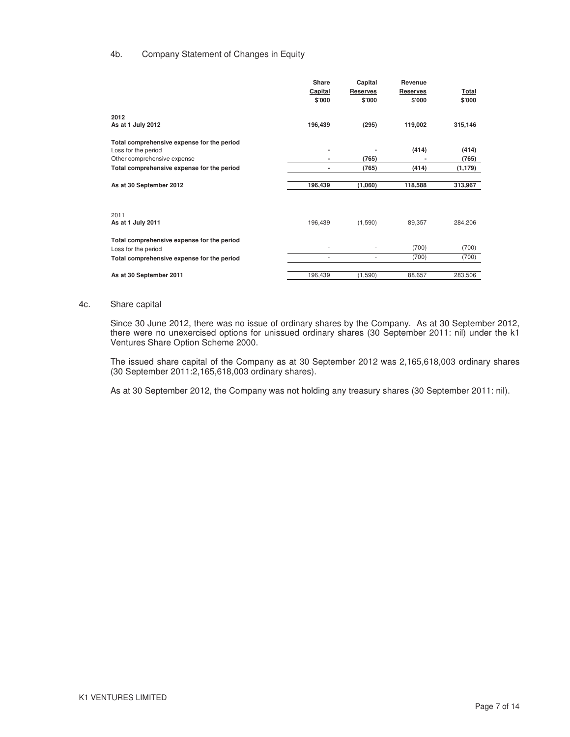4b. Company Statement of Changes in Equity

| | Share Capital $'000 | Capital Reserves $'000 | Revenue Reserves $'000 | Total $'000 |
|---|---|---|---|---|
| **2012** | | | | |
| **As at 1 July 2012** | **196,439** | **(295)** | **119,002** | **315,146** |
| **Total comprehensive expense for the period** | | | | |
| Loss for the period | **-** | **-** | **(414)** | **(414)** |
| Other comprehensive expense | **-** | **(765)** | **-** | **(765)** |
| **Total comprehensive expense for the period** | **-** | **(765)** | **(414)** | **(1,179)** |
| **As at 30 September 2012** | **196,439** | **(1,060)** | **118,588** | **313,967** |
| 2011 | | | | |
| **As at 1 July 2011** | 196,439 | (1,590) | 89,357 | 284,206 |
| **Total comprehensive expense for the period** | | | | |
| Loss for the period | - | - | (700) | (700) |
| **Total comprehensive expense for the period** | - | - | (700) | (700) |
| **As at 30 September 2011** | 196,439 | (1,590) | 88,657 | 283,506 |

4c. Share capital

Since 30 June 2012, there was no issue of ordinary shares by the Company. As at 30 September 2012, there were no unexercised options for unissued ordinary shares (30 September 2011: nil) under the k1 Ventures Share Option Scheme 2000.

The issued share capital of the Company as at 30 September 2012 was 2,165,618,003 ordinary shares (30 September 2011:2,165,618,003 ordinary shares).

As at 30 September 2012, the Company was not holding any treasury shares (30 September 2011: nil).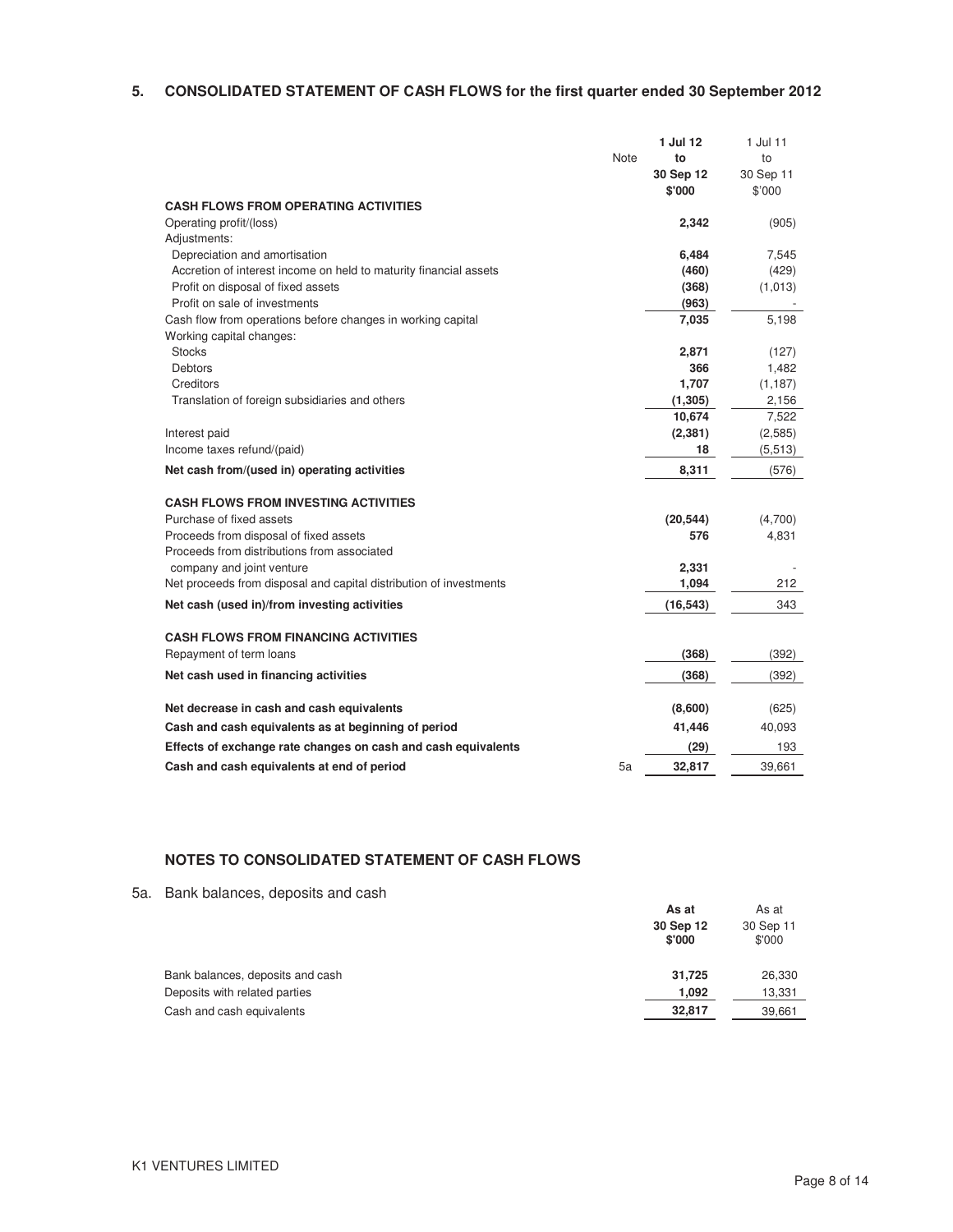## 5. CONSOLIDATED STATEMENT OF CASH FLOWS for the first quarter ended 30 September 2012

| | Note | **1 Jul 12 to 30 Sep 12 $'000** | 1 Jul 11 to 30 Sep 11 $'000 |
|---|---|---|---|
| **CASH FLOWS FROM OPERATING ACTIVITIES** | | | |
| Operating profit/(loss) | | **2,342** | (905) |
| Adjustments: | | | |
| Depreciation and amortisation | | **6,484** | 7,545 |
| Accretion of interest income on held to maturity financial assets | | **(460)** | (429) |
| Profit on disposal of fixed assets | | **(368)** | (1,013) |
| Profit on sale of investments | | **(963)** | - |
| Cash flow from operations before changes in working capital | | **7,035** | 5,198 |
| Working capital changes: | | | |
| Stocks | | **2,871** | (127) |
| Debtors | | **366** | 1,482 |
| Creditors | | **1,707** | (1,187) |
| Translation of foreign subsidiaries and others | | **(1,305)** | 2,156 |
| | | **10,674** | 7,522 |
| Interest paid | | **(2,381)** | (2,585) |
| Income taxes refund/(paid) | | **18** | (5,513) |
| **Net cash from/(used in) operating activities** | | **8,311** | (576) |
| **CASH FLOWS FROM INVESTING ACTIVITIES** | | | |
| Purchase of fixed assets | | **(20,544)** | (4,700) |
| Proceeds from disposal of fixed assets | | **576** | 4,831 |
| Proceeds from distributions from associated company and joint venture | | **2,331** | - |
| Net proceeds from disposal and capital distribution of investments | | **1,094** | 212 |
| **Net cash (used in)/from investing activities** | | **(16,543)** | 343 |
| **CASH FLOWS FROM FINANCING ACTIVITIES** | | | |
| Repayment of term loans | | **(368)** | (392) |
| **Net cash used in financing activities** | | **(368)** | (392) |
| **Net decrease in cash and cash equivalents** | | **(8,600)** | (625) |
| **Cash and cash equivalents as at beginning of period** | | **41,446** | 40,093 |
| **Effects of exchange rate changes on cash and cash equivalents** | | **(29)** | 193 |
| **Cash and cash equivalents at end of period** | 5a | **32,817** | 39,661 |

### NOTES TO CONSOLIDATED STATEMENT OF CASH FLOWS

5a. Bank balances, deposits and cash

| | **As at 30 Sep 12 $'000** | As at 30 Sep 11 $'000 |
|---|---|---|
| Bank balances, deposits and cash | **31,725** | 26,330 |
| Deposits with related parties | **1,092** | 13,331 |
| Cash and cash equivalents | **32,817** | 39,661 |

K1 VENTURES LIMITED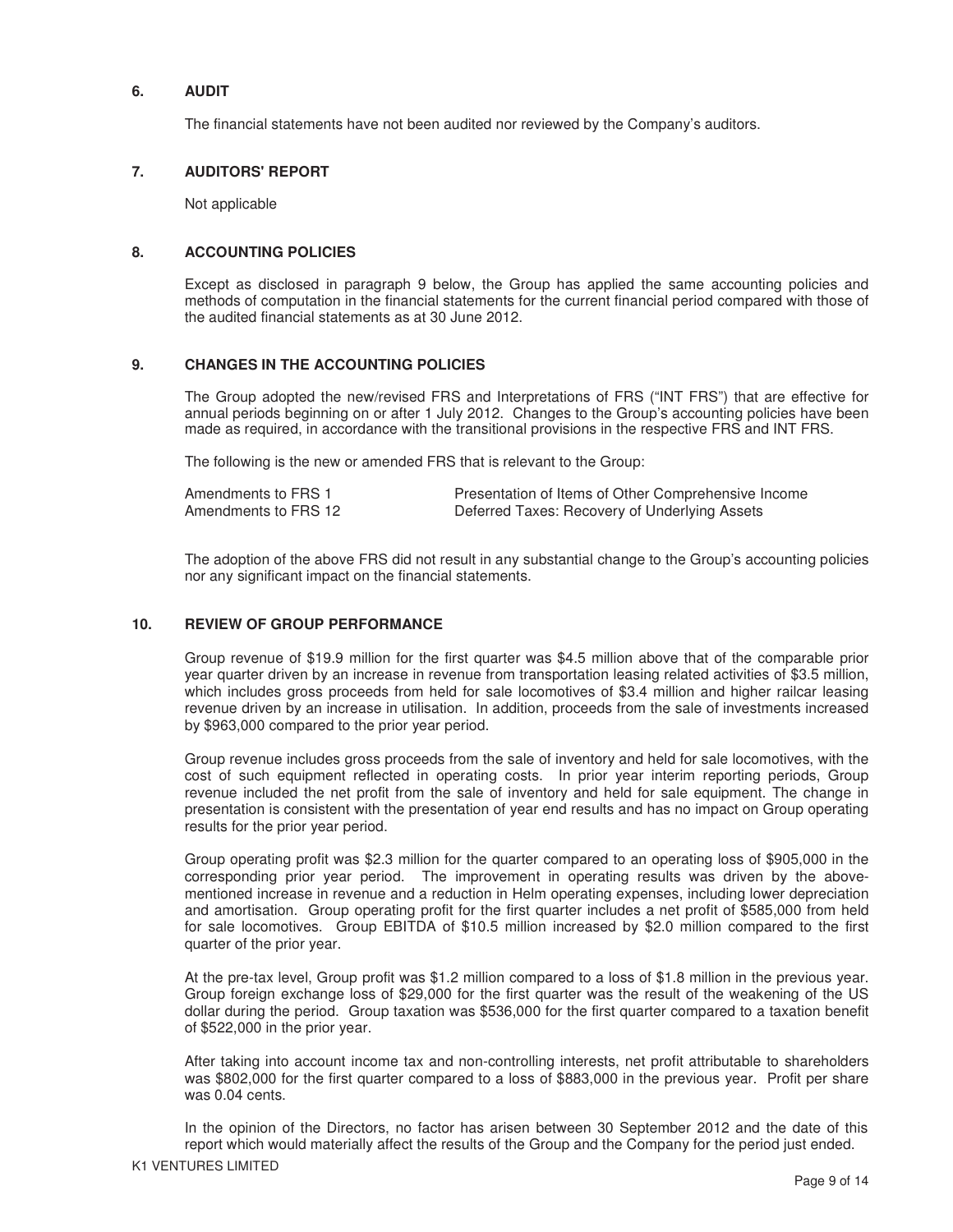## 6. AUDIT

The financial statements have not been audited nor reviewed by the Company's auditors.

## 7. AUDITORS' REPORT

Not applicable

## 8. ACCOUNTING POLICIES

Except as disclosed in paragraph 9 below, the Group has applied the same accounting policies and methods of computation in the financial statements for the current financial period compared with those of the audited financial statements as at 30 June 2012.

## 9. CHANGES IN THE ACCOUNTING POLICIES

The Group adopted the new/revised FRS and Interpretations of FRS ("INT FRS") that are effective for annual periods beginning on or after 1 July 2012. Changes to the Group's accounting policies have been made as required, in accordance with the transitional provisions in the respective FRS and INT FRS.

The following is the new or amended FRS that is relevant to the Group:

| | |
|---|---|
| Amendments to FRS 1 | Presentation of Items of Other Comprehensive Income |
| Amendments to FRS 12 | Deferred Taxes: Recovery of Underlying Assets |

The adoption of the above FRS did not result in any substantial change to the Group's accounting policies nor any significant impact on the financial statements.

## 10. REVIEW OF GROUP PERFORMANCE

Group revenue of $19.9 million for the first quarter was $4.5 million above that of the comparable prior year quarter driven by an increase in revenue from transportation leasing related activities of $3.5 million, which includes gross proceeds from held for sale locomotives of $3.4 million and higher railcar leasing revenue driven by an increase in utilisation. In addition, proceeds from the sale of investments increased by $963,000 compared to the prior year period.

Group revenue includes gross proceeds from the sale of inventory and held for sale locomotives, with the cost of such equipment reflected in operating costs. In prior year interim reporting periods, Group revenue included the net profit from the sale of inventory and held for sale equipment. The change in presentation is consistent with the presentation of year end results and has no impact on Group operating results for the prior year period.

Group operating profit was $2.3 million for the quarter compared to an operating loss of $905,000 in the corresponding prior year period. The improvement in operating results was driven by the above-mentioned increase in revenue and a reduction in Helm operating expenses, including lower depreciation and amortisation. Group operating profit for the first quarter includes a net profit of $585,000 from held for sale locomotives. Group EBITDA of $10.5 million increased by $2.0 million compared to the first quarter of the prior year.

At the pre-tax level, Group profit was $1.2 million compared to a loss of $1.8 million in the previous year. Group foreign exchange loss of $29,000 for the first quarter was the result of the weakening of the US dollar during the period. Group taxation was $536,000 for the first quarter compared to a taxation benefit of $522,000 in the prior year.

After taking into account income tax and non-controlling interests, net profit attributable to shareholders was $802,000 for the first quarter compared to a loss of $883,000 in the previous year. Profit per share was 0.04 cents.

In the opinion of the Directors, no factor has arisen between 30 September 2012 and the date of this report which would materially affect the results of the Group and the Company for the period just ended.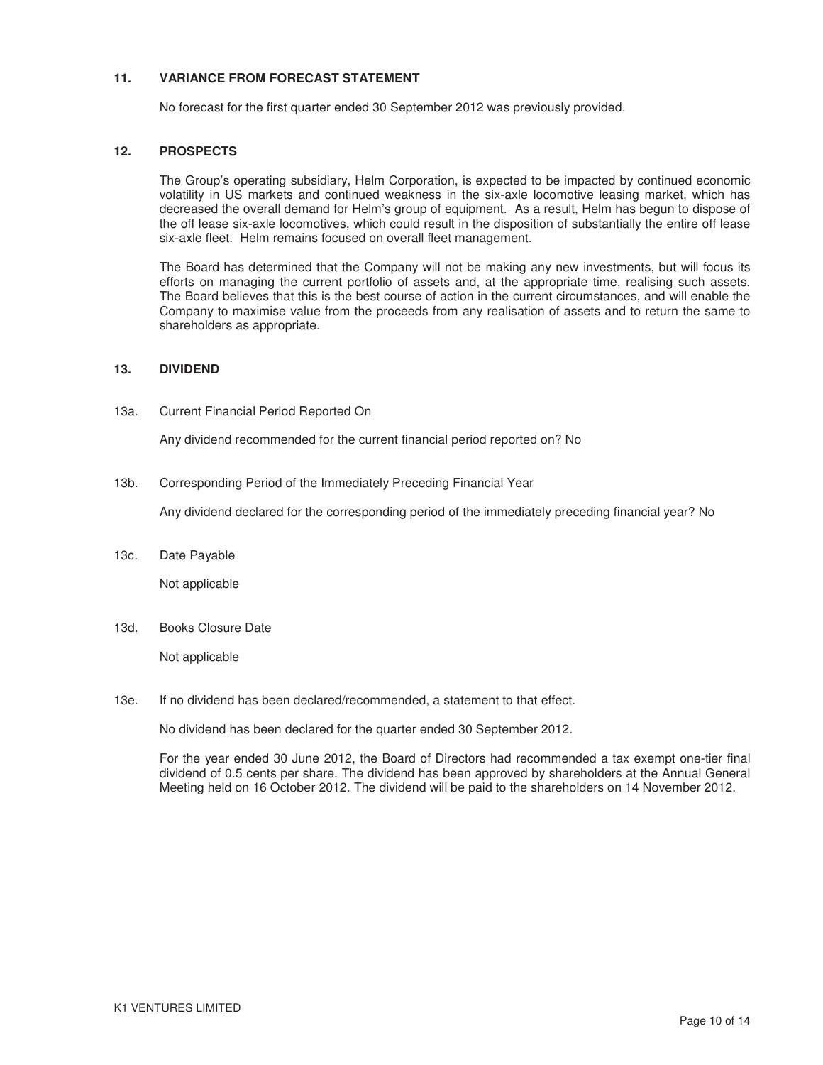## 11. VARIANCE FROM FORECAST STATEMENT

No forecast for the first quarter ended 30 September 2012 was previously provided.

## 12. PROSPECTS

The Group's operating subsidiary, Helm Corporation, is expected to be impacted by continued economic volatility in US markets and continued weakness in the six-axle locomotive leasing market, which has decreased the overall demand for Helm's group of equipment. As a result, Helm has begun to dispose of the off lease six-axle locomotives, which could result in the disposition of substantially the entire off lease six-axle fleet. Helm remains focused on overall fleet management.

The Board has determined that the Company will not be making any new investments, but will focus its efforts on managing the current portfolio of assets and, at the appropriate time, realising such assets. The Board believes that this is the best course of action in the current circumstances, and will enable the Company to maximise value from the proceeds from any realisation of assets and to return the same to shareholders as appropriate.

## 13. DIVIDEND

13a. Current Financial Period Reported On

Any dividend recommended for the current financial period reported on? No

13b. Corresponding Period of the Immediately Preceding Financial Year

Any dividend declared for the corresponding period of the immediately preceding financial year? No

13c. Date Payable

Not applicable

13d. Books Closure Date

Not applicable

13e. If no dividend has been declared/recommended, a statement to that effect.

No dividend has been declared for the quarter ended 30 September 2012.

For the year ended 30 June 2012, the Board of Directors had recommended a tax exempt one-tier final dividend of 0.5 cents per share. The dividend has been approved by shareholders at the Annual General Meeting held on 16 October 2012. The dividend will be paid to the shareholders on 14 November 2012.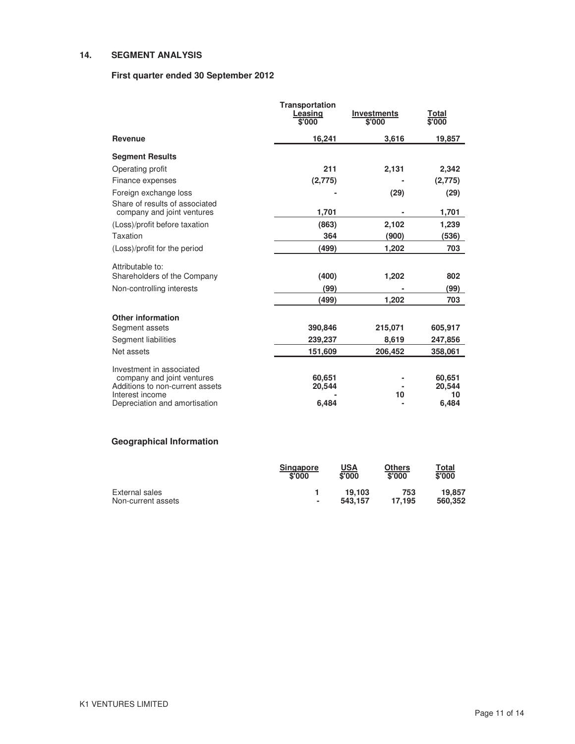## 14. SEGMENT ANALYSIS

### First quarter ended 30 September 2012

| | Transportation Leasing $'000 | Investments $'000 | Total $'000 |
|---|---|---|---|
| **Revenue** | 16,241 | 3,616 | 19,857 |
| **Segment Results** | | | |
| Operating profit | 211 | 2,131 | 2,342 |
| Finance expenses | (2,775) | - | (2,775) |
| Foreign exchange loss | - | (29) | (29) |
| Share of results of associated company and joint ventures | 1,701 | - | 1,701 |
| (Loss)/profit before taxation | (863) | 2,102 | 1,239 |
| Taxation | 364 | (900) | (536) |
| (Loss)/profit for the period | (499) | 1,202 | 703 |
| Attributable to: | | | |
| Shareholders of the Company | (400) | 1,202 | 802 |
| Non-controlling interests | (99) | - | (99) |
| | (499) | 1,202 | 703 |
| **Other information** | | | |
| Segment assets | 390,846 | 215,071 | 605,917 |
| Segment liabilities | 239,237 | 8,619 | 247,856 |
| Net assets | 151,609 | 206,452 | 358,061 |
| Investment in associated company and joint ventures | 60,651 | - | 60,651 |
| Additions to non-current assets | 20,544 | - | 20,544 |
| Interest income | - | 10 | 10 |
| Depreciation and amortisation | 6,484 | - | 6,484 |

### Geographical Information

| | Singapore $'000 | USA $'000 | Others $'000 | Total $'000 |
|---|---|---|---|---|
| External sales | 1 | 19,103 | 753 | 19,857 |
| Non-current assets | - | 543,157 | 17,195 | 560,352 |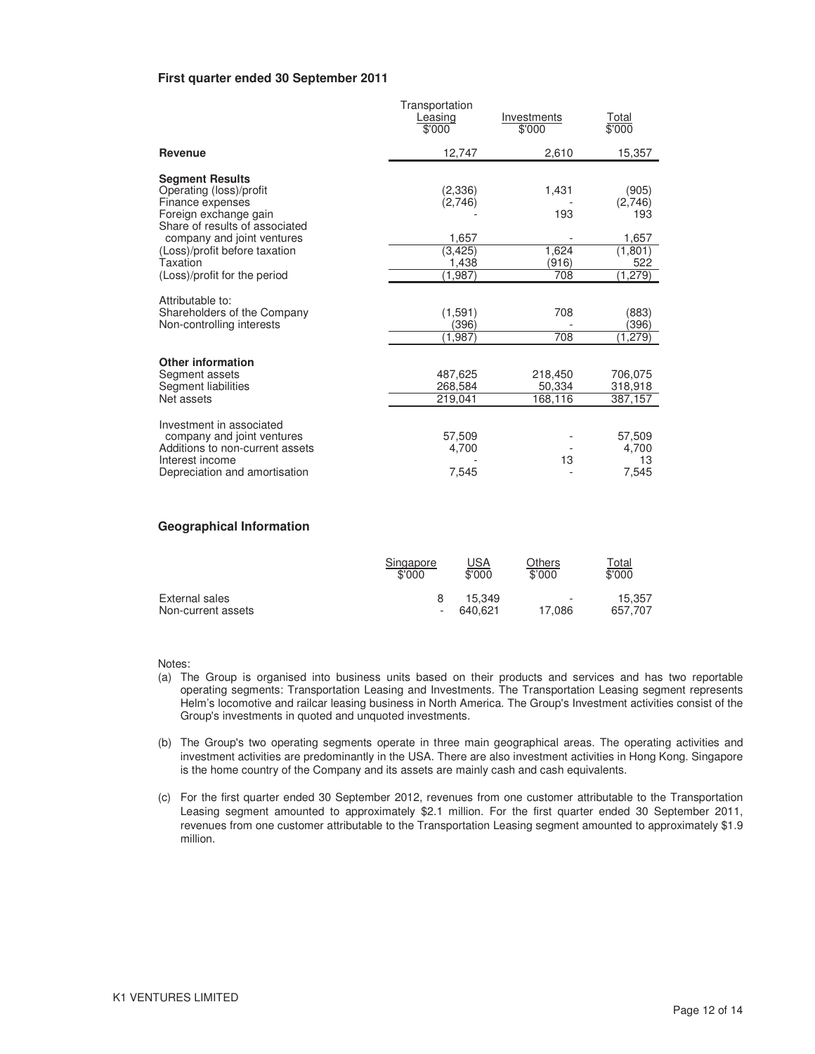**First quarter ended 30 September 2011**

| | Transportation Leasing $'000 | Investments $'000 | Total $'000 |
|---|---|---|---|
| **Revenue** | 12,747 | 2,610 | 15,357 |
| **Segment Results** | | | |
| Operating (loss)/profit | (2,336) | 1,431 | (905) |
| Finance expenses | (2,746) | - | (2,746) |
| Foreign exchange gain | - | 193 | 193 |
| Share of results of associated company and joint ventures | 1,657 | - | 1,657 |
| (Loss)/profit before taxation | (3,425) | 1,624 | (1,801) |
| Taxation | 1,438 | (916) | 522 |
| (Loss)/profit for the period | (1,987) | 708 | (1,279) |
| Attributable to: | | | |
| Shareholders of the Company | (1,591) | 708 | (883) |
| Non-controlling interests | (396) | - | (396) |
| | (1,987) | 708 | (1,279) |
| **Other information** | | | |
| Segment assets | 487,625 | 218,450 | 706,075 |
| Segment liabilities | 268,584 | 50,334 | 318,918 |
| Net assets | 219,041 | 168,116 | 387,157 |
| Investment in associated company and joint ventures | 57,509 | - | 57,509 |
| Additions to non-current assets | 4,700 | - | 4,700 |
| Interest income | - | 13 | 13 |
| Depreciation and amortisation | 7,545 | - | 7,545 |

**Geographical Information**

| | Singapore $'000 | USA $'000 | Others $'000 | Total $'000 |
|---|---|---|---|---|
| External sales | 8 | 15,349 | - | 15,357 |
| Non-current assets | - | 640,621 | 17,086 | 657,707 |

Notes:

(a) The Group is organised into business units based on their products and services and has two reportable operating segments: Transportation Leasing and Investments. The Transportation Leasing segment represents Helm's locomotive and railcar leasing business in North America. The Group's Investment activities consist of the Group's investments in quoted and unquoted investments.

(b) The Group's two operating segments operate in three main geographical areas. The operating activities and investment activities are predominantly in the USA. There are also investment activities in Hong Kong. Singapore is the home country of the Company and its assets are mainly cash and cash equivalents.

(c) For the first quarter ended 30 September 2012, revenues from one customer attributable to the Transportation Leasing segment amounted to approximately $2.1 million. For the first quarter ended 30 September 2011, revenues from one customer attributable to the Transportation Leasing segment amounted to approximately $1.9 million.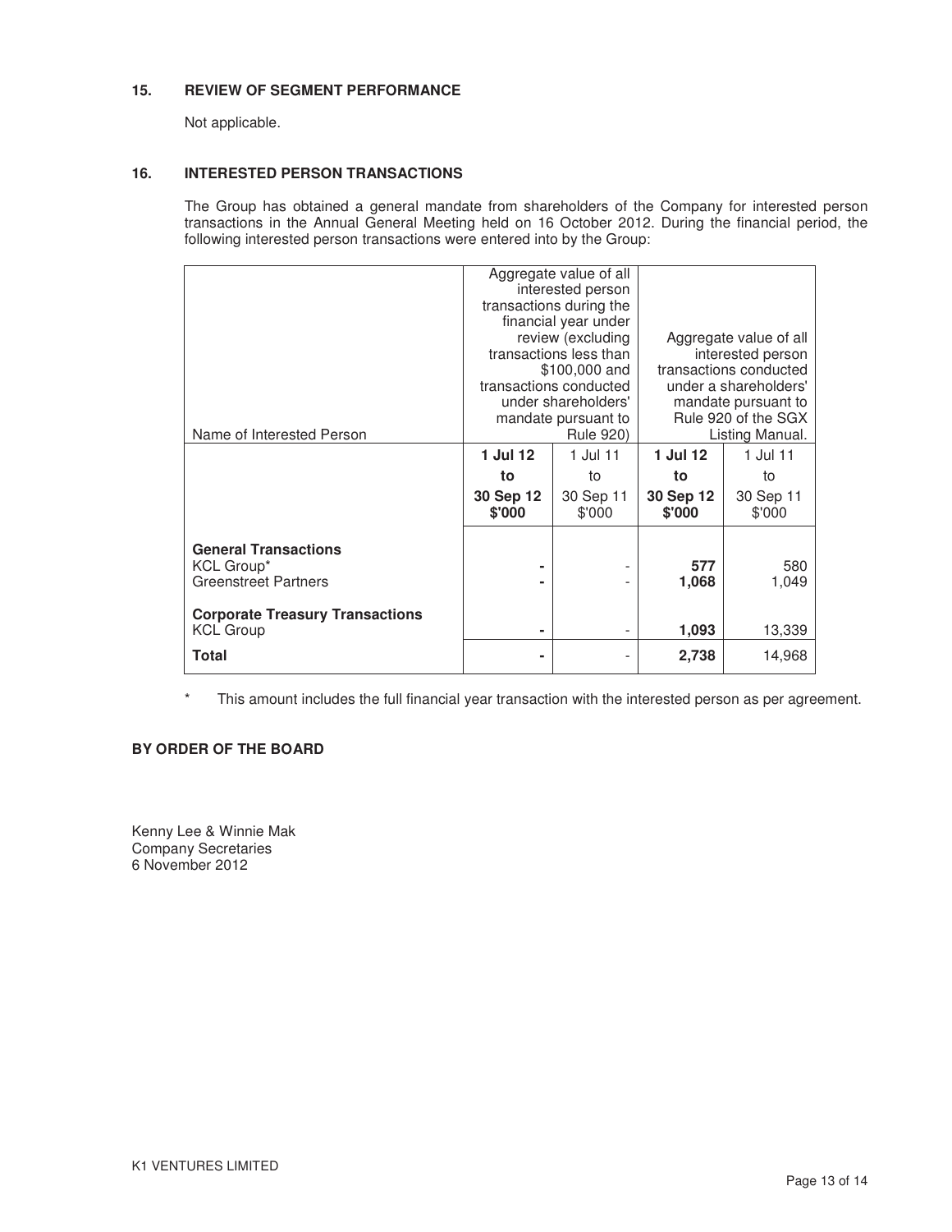## 15. REVIEW OF SEGMENT PERFORMANCE

Not applicable.

## 16. INTERESTED PERSON TRANSACTIONS

The Group has obtained a general mandate from shareholders of the Company for interested person transactions in the Annual General Meeting held on 16 October 2012. During the financial period, the following interested person transactions were entered into by the Group:

| Name of Interested Person | Aggregate value of all interested person transactions during the financial year under review (excluding transactions less than $100,000 and transactions conducted under shareholders' mandate pursuant to Rule 920) | | Aggregate value of all interested person transactions conducted under a shareholders' mandate pursuant to Rule 920 of the SGX Listing Manual. | |
|---|---|---|---|---|
| | **1 Jul 12 to 30 Sep 12 $'000** | 1 Jul 11 to 30 Sep 11 $'000 | **1 Jul 12 to 30 Sep 12 $'000** | 1 Jul 11 to 30 Sep 11 $'000 |
| **General Transactions** | | | | |
| KCL Group* | **-** | - | **577** | 580 |
| Greenstreet Partners | **-** | - | **1,068** | 1,049 |
| **Corporate Treasury Transactions** | | | | |
| KCL Group | **-** | - | **1,093** | 13,339 |
| **Total** | **-** | - | **2,738** | 14,968 |

\* This amount includes the full financial year transaction with the interested person as per agreement.

**BY ORDER OF THE BOARD**

Kenny Lee & Winnie Mak
Company Secretaries
6 November 2012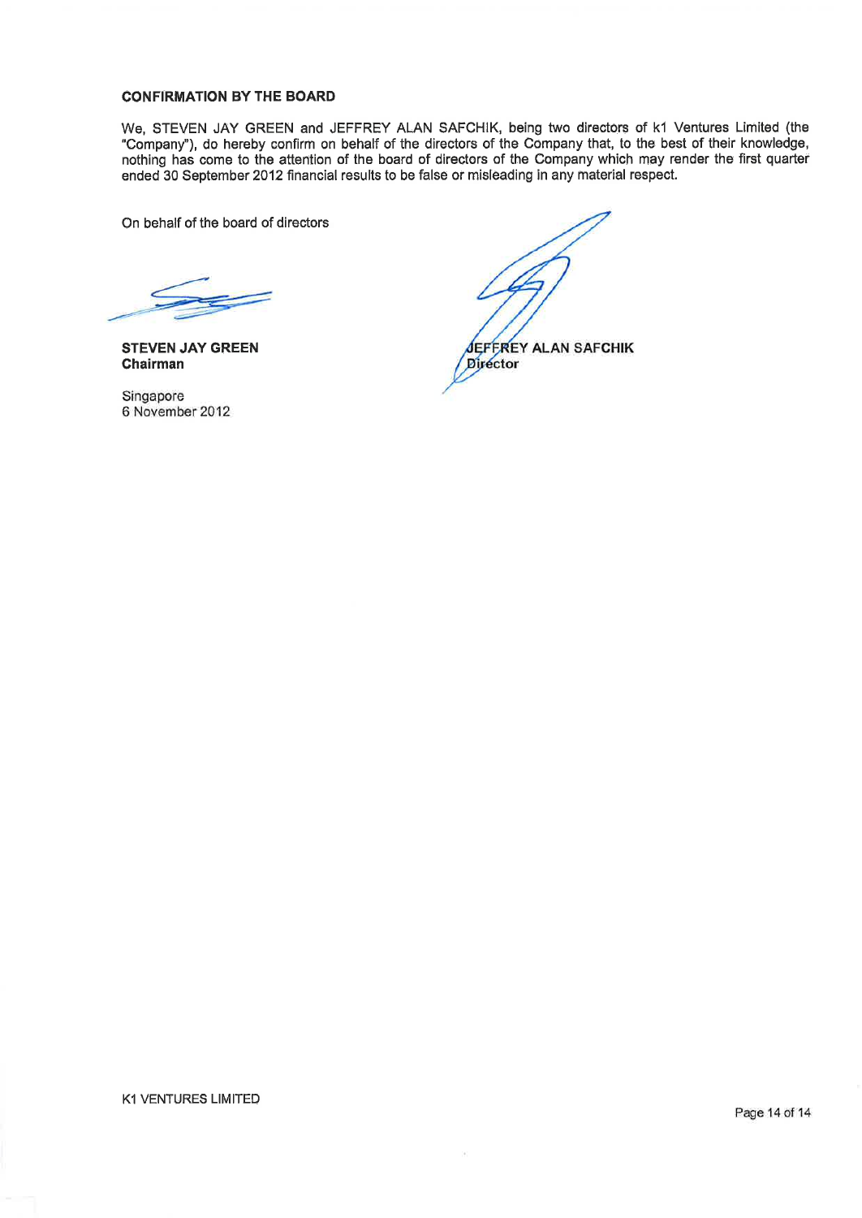**CONFIRMATION BY THE BOARD**

We, STEVEN JAY GREEN and JEFFREY ALAN SAFCHIK, being two directors of k1 Ventures Limited (the "Company"), do hereby confirm on behalf of the directors of the Company that, to the best of their knowledge, nothing has come to the attention of the board of directors of the Company which may render the first quarter ended 30 September 2012 financial results to be false or misleading in any material respect.

On behalf of the board of directors

**STEVEN JAY GREEN**
**Chairman**

**JEFFREY ALAN SAFCHIK**
**Director**

Singapore
6 November 2012

K1 VENTURES LIMITED